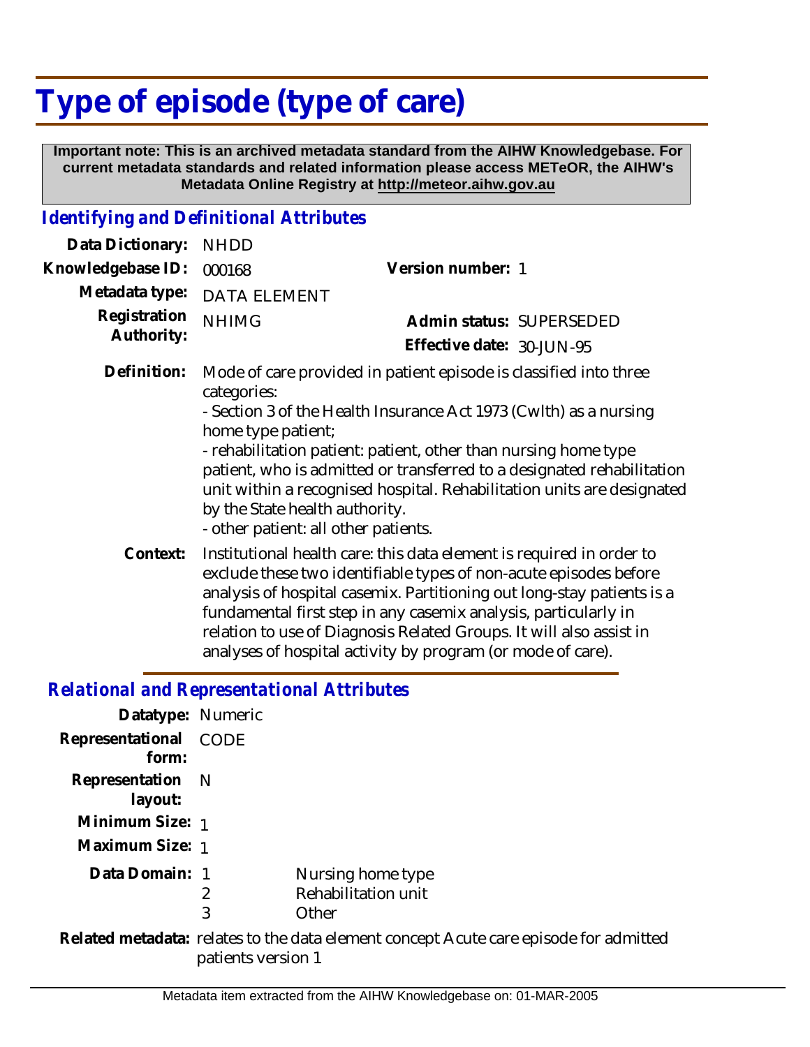# Type of episode (type of care)

**Important note: This is an archived metadata standard from the AIHW Knowledgebase. For current metadata standards and related information please access METeOR, the AIHW's Metadata Online Registry at http://meteor.aihw.gov.au**

## *Identifying and Definitional Attributes*

**Data Dictionary:** NHDD

**Knowledgebase ID:** 000168

**Version number:** 1

**Metadata type:** DATA ELEMENT

**Registration Authority:** NHIMG

**Admin status:** SUPERSEDED

**Effective date:** 30-JUN-95

**Definition:** Mode of care provided in patient episode is classified into three categories:
- Section 3 of the Health Insurance Act 1973 (Cwlth) as a nursing home type patient;
- rehabilitation patient: patient, other than nursing home type patient, who is admitted or transferred to a designated rehabilitation unit within a recognised hospital. Rehabilitation units are designated by the State health authority.
- other patient: all other patients.

**Context:** Institutional health care: this data element is required in order to exclude these two identifiable types of non-acute episodes before analysis of hospital casemix. Partitioning out long-stay patients is a fundamental first step in any casemix analysis, particularly in relation to use of Diagnosis Related Groups. It will also assist in analyses of hospital activity by program (or mode of care).

## *Relational and Representational Attributes*

**Datatype:** Numeric

**Representational form:** CODE

**Representation layout:** N

**Minimum Size:** 1

**Maximum Size:** 1

**Data Domain:**

| Code | Description |
|---|---|
| 1 | Nursing home type |
| 2 | Rehabilitation unit |
| 3 | Other |

**Related metadata:** relates to the data element concept Acute care episode for admitted patients version 1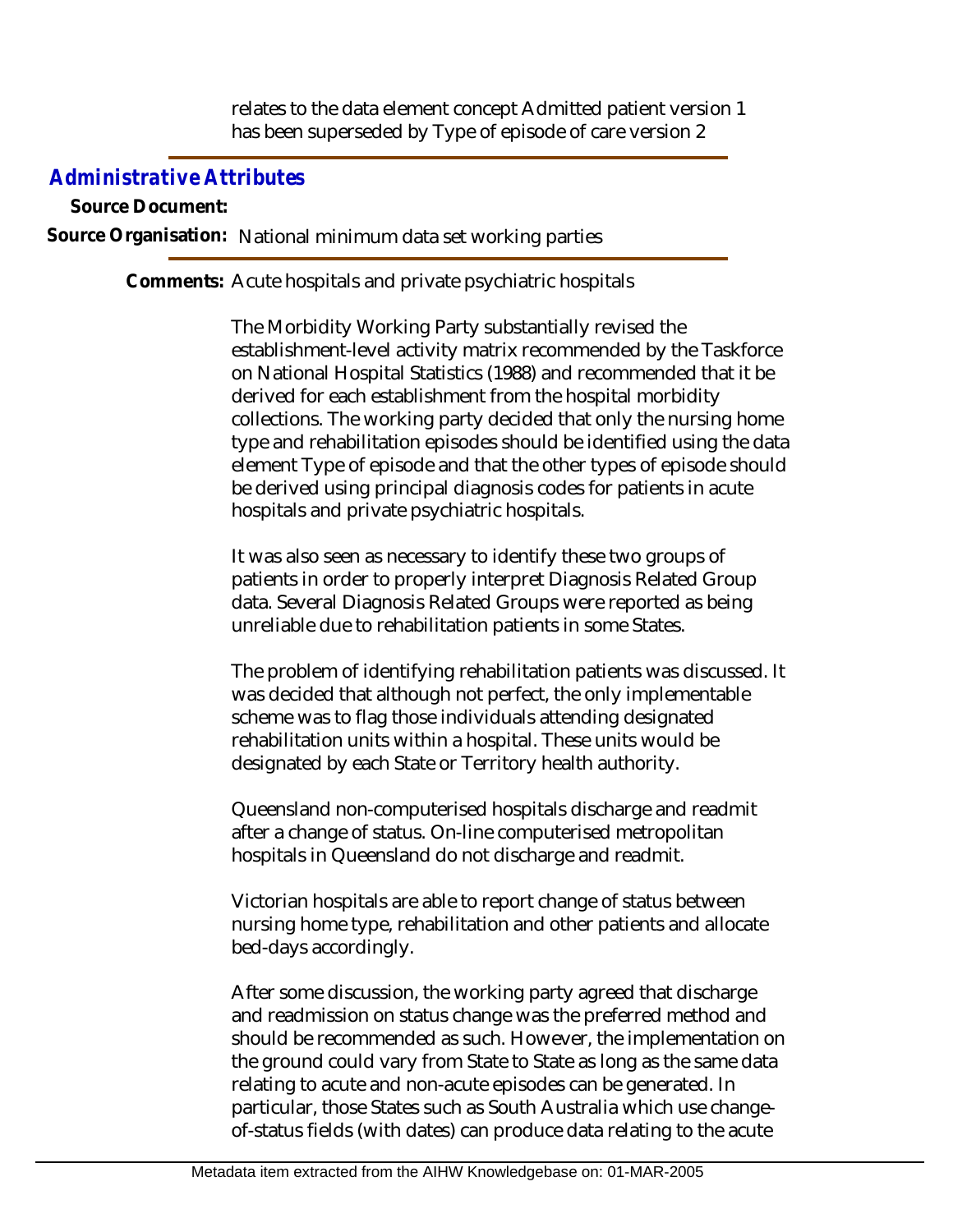relates to the data element concept Admitted patient version 1 has been superseded by Type of episode of care version 2

## *Administrative Attributes*

**Source Document:**

**Source Organisation:** National minimum data set working parties

**Comments:** Acute hospitals and private psychiatric hospitals

The Morbidity Working Party substantially revised the establishment-level activity matrix recommended by the Taskforce on National Hospital Statistics (1988) and recommended that it be derived for each establishment from the hospital morbidity collections. The working party decided that only the nursing home type and rehabilitation episodes should be identified using the data element Type of episode and that the other types of episode should be derived using principal diagnosis codes for patients in acute hospitals and private psychiatric hospitals.

It was also seen as necessary to identify these two groups of patients in order to properly interpret Diagnosis Related Group data. Several Diagnosis Related Groups were reported as being unreliable due to rehabilitation patients in some States.

The problem of identifying rehabilitation patients was discussed. It was decided that although not perfect, the only implementable scheme was to flag those individuals attending designated rehabilitation units within a hospital. These units would be designated by each State or Territory health authority.

Queensland non-computerised hospitals discharge and readmit after a change of status. On-line computerised metropolitan hospitals in Queensland do not discharge and readmit.

Victorian hospitals are able to report change of status between nursing home type, rehabilitation and other patients and allocate bed-days accordingly.

After some discussion, the working party agreed that discharge and readmission on status change was the preferred method and should be recommended as such. However, the implementation on the ground could vary from State to State as long as the same data relating to acute and non-acute episodes can be generated. In particular, those States such as South Australia which use change-of-status fields (with dates) can produce data relating to the acute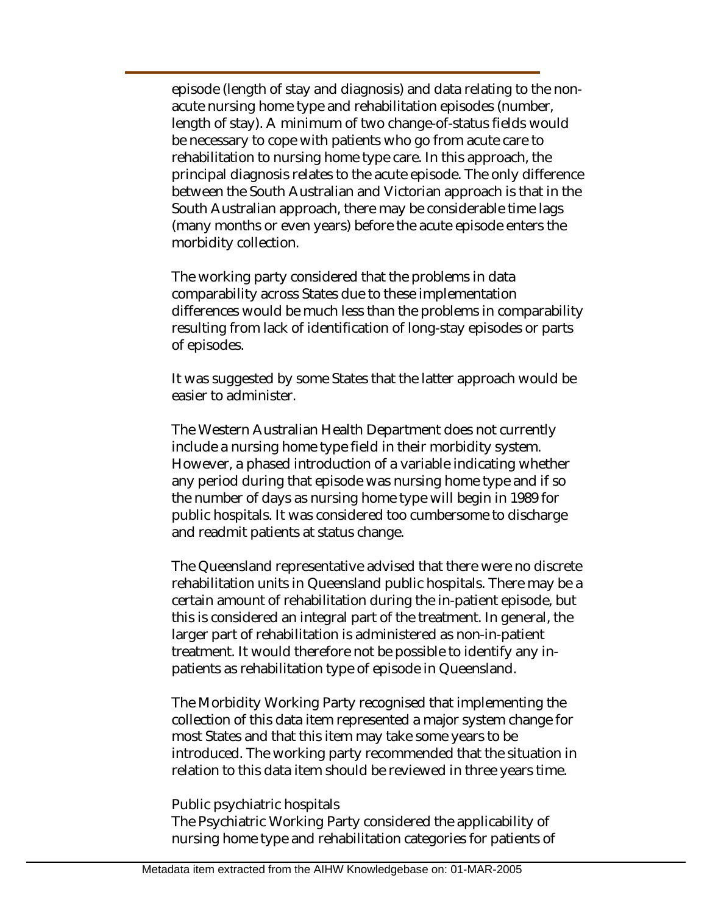episode (length of stay and diagnosis) and data relating to the non-acute nursing home type and rehabilitation episodes (number, length of stay). A minimum of two change-of-status fields would be necessary to cope with patients who go from acute care to rehabilitation to nursing home type care. In this approach, the principal diagnosis relates to the acute episode. The only difference between the South Australian and Victorian approach is that in the South Australian approach, there may be considerable time lags (many months or even years) before the acute episode enters the morbidity collection.

The working party considered that the problems in data comparability across States due to these implementation differences would be much less than the problems in comparability resulting from lack of identification of long-stay episodes or parts of episodes.

It was suggested by some States that the latter approach would be easier to administer.

The Western Australian Health Department does not currently include a nursing home type field in their morbidity system. However, a phased introduction of a variable indicating whether any period during that episode was nursing home type and if so the number of days as nursing home type will begin in 1989 for public hospitals. It was considered too cumbersome to discharge and readmit patients at status change.

The Queensland representative advised that there were no discrete rehabilitation units in Queensland public hospitals. There may be a certain amount of rehabilitation during the in-patient episode, but this is considered an integral part of the treatment. In general, the larger part of rehabilitation is administered as non-in-patient treatment. It would therefore not be possible to identify any in-patients as rehabilitation type of episode in Queensland.

The Morbidity Working Party recognised that implementing the collection of this data item represented a major system change for most States and that this item may take some years to be introduced. The working party recommended that the situation in relation to this data item should be reviewed in three years time.

Public psychiatric hospitals
The Psychiatric Working Party considered the applicability of nursing home type and rehabilitation categories for patients of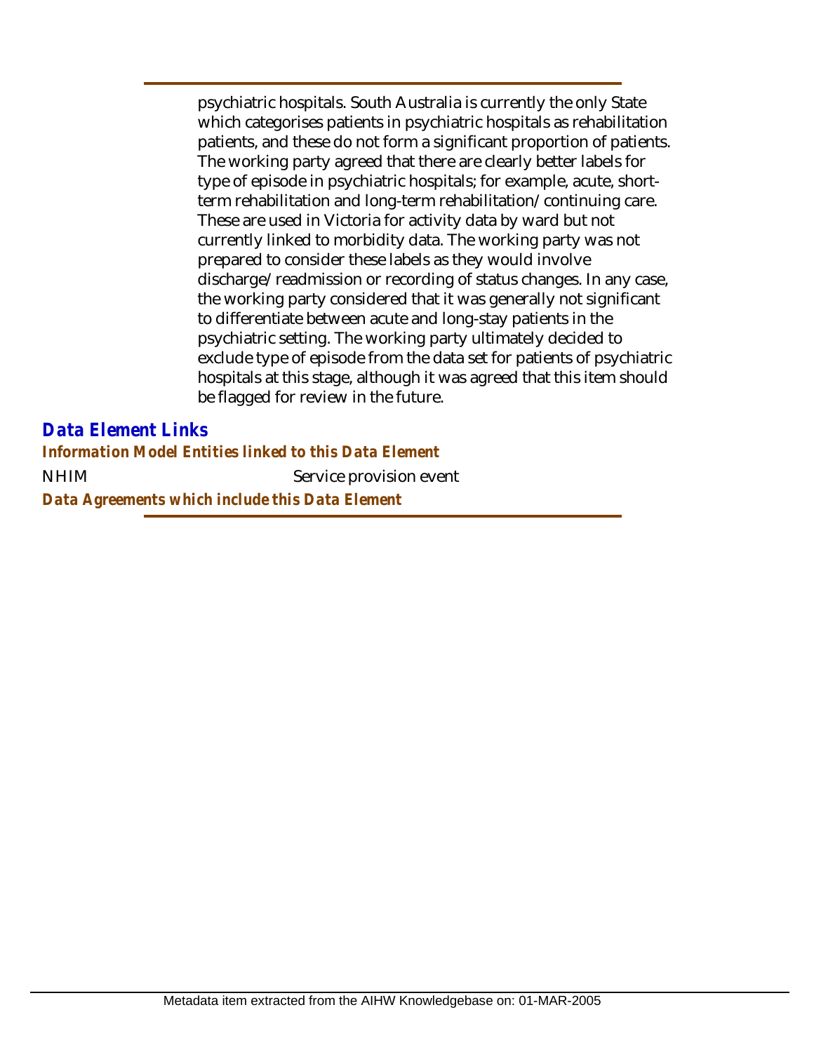psychiatric hospitals. South Australia is currently the only State which categorises patients in psychiatric hospitals as rehabilitation patients, and these do not form a significant proportion of patients. The working party agreed that there are clearly better labels for type of episode in psychiatric hospitals; for example, acute, short-term rehabilitation and long-term rehabilitation/continuing care. These are used in Victoria for activity data by ward but not currently linked to morbidity data. The working party was not prepared to consider these labels as they would involve discharge/readmission or recording of status changes. In any case, the working party considered that it was generally not significant to differentiate between acute and long-stay patients in the psychiatric setting. The working party ultimately decided to exclude type of episode from the data set for patients of psychiatric hospitals at this stage, although it was agreed that this item should be flagged for review in the future.

## Data Element Links

### Information Model Entities linked to this Data Element

| | |
|---|---|
| NHIM | Service provision event |

### Data Agreements which include this Data Element

Metadata item extracted from the AIHW Knowledgebase on: 01-MAR-2005